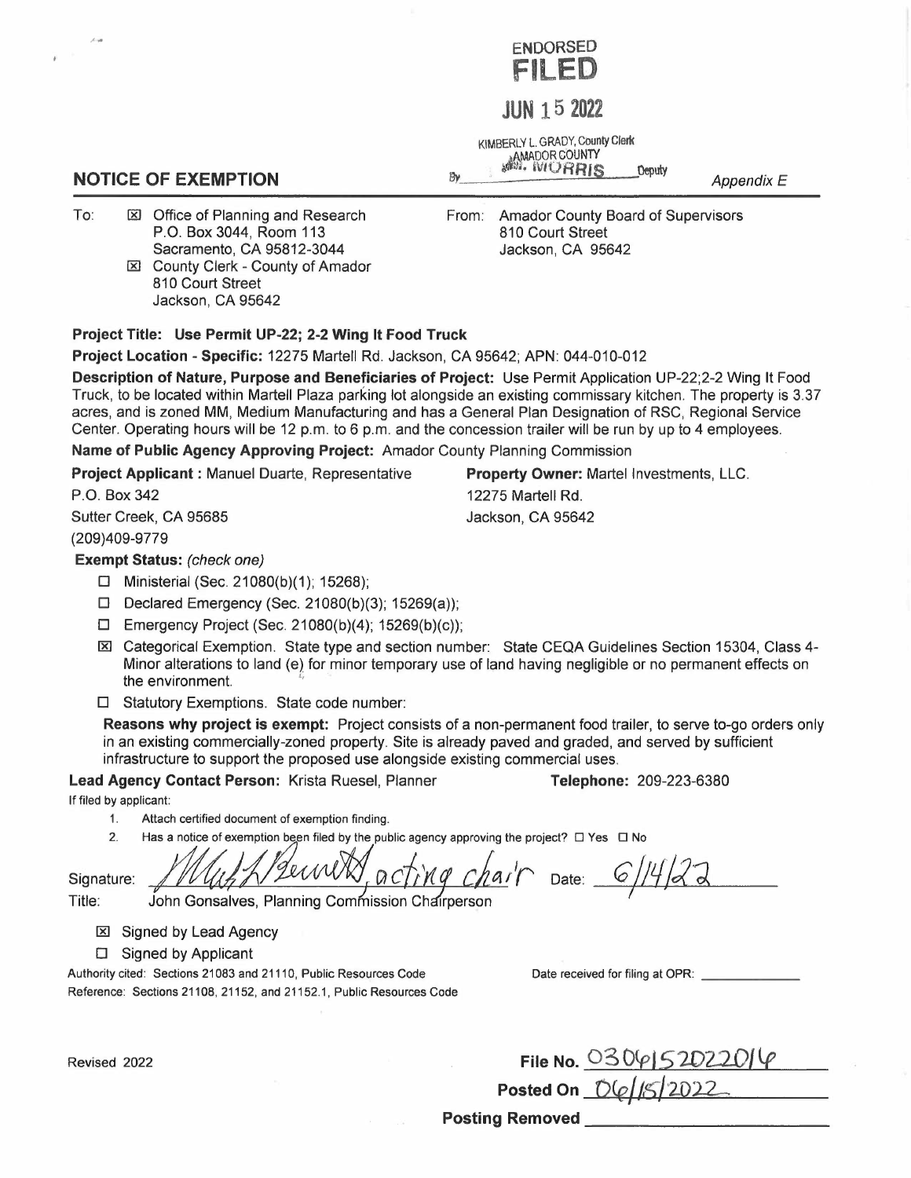ENDORSED
**FILED**

**JUN 15 2022**

KIMBERLY L. GRADY, County Clerk
AMADOR COUNTY
By M. MORRIS Deputy

## NOTICE OF EXEMPTION

*Appendix E*

To: ☒ Office of Planning and Research
P.O. Box 3044, Room 113
Sacramento, CA 95812-3044
☒ County Clerk - County of Amador
810 Court Street
Jackson, CA 95642

From: Amador County Board of Supervisors
810 Court Street
Jackson, CA 95642

**Project Title: Use Permit UP-22; 2-2 Wing It Food Truck**

**Project Location - Specific:** 12275 Martell Rd. Jackson, CA 95642; APN: 044-010-012

**Description of Nature, Purpose and Beneficiaries of Project:** Use Permit Application UP-22;2-2 Wing It Food Truck, to be located within Martell Plaza parking lot alongside an existing commissary kitchen. The property is 3.37 acres, and is zoned MM, Medium Manufacturing and has a General Plan Designation of RSC, Regional Service Center. Operating hours will be 12 p.m. to 6 p.m. and the concession trailer will be run by up to 4 employees.

**Name of Public Agency Approving Project:** Amador County Planning Commission

**Project Applicant :** Manuel Duarte, Representative
P.O. Box 342
Sutter Creek, CA 95685
(209)409-9779

**Property Owner:** Martel Investments, LLC.
12275 Martell Rd.
Jackson, CA 95642

**Exempt Status:** *(check one)*

- ☐ Ministerial (Sec. 21080(b)(1); 15268);
- ☐ Declared Emergency (Sec. 21080(b)(3); 15269(a));
- ☐ Emergency Project (Sec. 21080(b)(4); 15269(b)(c));
- ☒ Categorical Exemption. State type and section number: State CEQA Guidelines Section 15304, Class 4- Minor alterations to land (e) for minor temporary use of land having negligible or no permanent effects on the environment.
- ☐ Statutory Exemptions. State code number:

**Reasons why project is exempt:** Project consists of a non-permanent food trailer, to serve to-go orders only in an existing commercially-zoned property. Site is already paved and graded, and served by sufficient infrastructure to support the proposed use alongside existing commercial uses.

**Lead Agency Contact Person:** Krista Ruesel, Planner **Telephone:** 209-223-6380

If filed by applicant:

1. Attach certified document of exemption finding.
2. Has a notice of exemption been filed by the public agency approving the project? ☐ Yes ☐ No

Signature: Matt Bennett, acting chair Date: 6/14/22

Title: John Gonsalves, Planning Commission Chairperson

- ☒ Signed by Lead Agency
- ☐ Signed by Applicant

Authority cited: Sections 21083 and 21110, Public Resources Code
Reference: Sections 21108, 21152, and 21152.1, Public Resources Code

Date received for filing at OPR: ______________

Revised 2022

**File No.** 0306152022016
**Posted On** 06/15/2022
**Posting Removed** ______________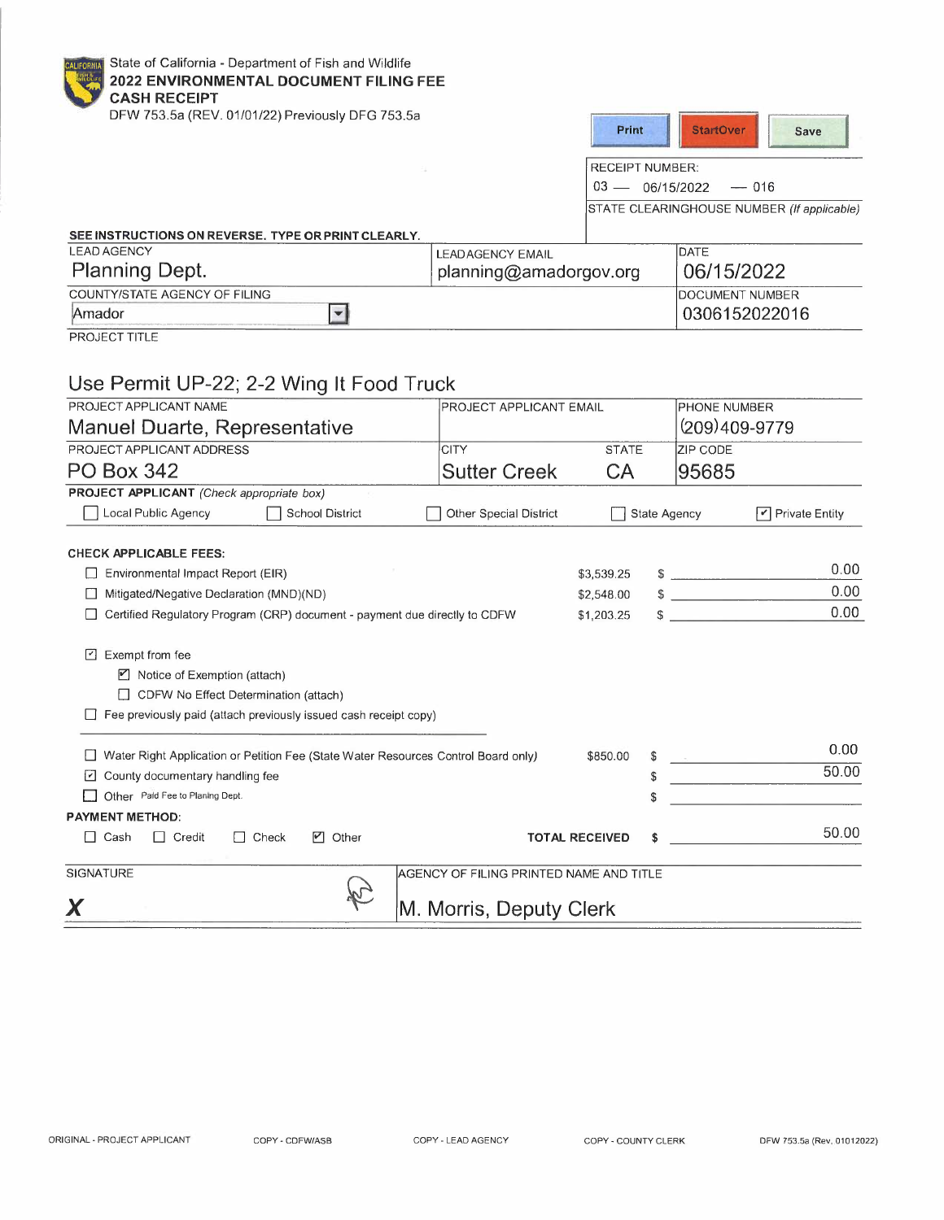State of California - Department of Fish and Wildlife

**2022 ENVIRONMENTAL DOCUMENT FILING FEE CASH RECEIPT**

DFW 753.5a (REV. 01/01/22) Previously DFG 753.5a

Print | StartOver | Save

RECEIPT NUMBER:
03 — 06/15/2022 — 016

STATE CLEARINGHOUSE NUMBER *(If applicable)*

**SEE INSTRUCTIONS ON REVERSE. TYPE OR PRINT CLEARLY.**

| LEAD AGENCY | LEAD AGENCY EMAIL | DATE |
|---|---|---|
| Planning Dept. | planning@amadorgov.org | 06/15/2022 |
| COUNTY/STATE AGENCY OF FILING | | DOCUMENT NUMBER |
| Amador | | 0306152022016 |

PROJECT TITLE

Use Permit UP-22; 2-2 Wing It Food Truck

| PROJECT APPLICANT NAME | PROJECT APPLICANT EMAIL | | PHONE NUMBER |
|---|---|---|---|
| Manuel Duarte, Representative | | | (209)409-9779 |
| PROJECT APPLICANT ADDRESS | CITY | STATE | ZIP CODE |
| PO Box 342 | Sutter Creek | CA | 95685 |

**PROJECT APPLICANT** *(Check appropriate box)*

☐ Local Public Agency ☐ School District ☐ Other Special District ☐ State Agency ☑ Private Entity

**CHECK APPLICABLE FEES:**

| | | |
|---|---|---|
| ☐ Environmental Impact Report (EIR) | $3,539.25 | $ 0.00 |
| ☐ Mitigated/Negative Declaration (MND)(ND) | $2,548.00 | $ 0.00 |
| ☐ Certified Regulatory Program (CRP) document - payment due directly to CDFW | $1,203.25 | $ 0.00 |

☑ Exempt from fee
- ☑ Notice of Exemption (attach)
- ☐ CDFW No Effect Determination (attach)

☐ Fee previously paid (attach previously issued cash receipt copy)

| | | |
|---|---|---|
| ☐ Water Right Application or Petition Fee (State Water Resources Control Board only) | $850.00 | $ 0.00 |
| ☑ County documentary handling fee | | $ 50.00 |
| ☐ Other Paid Fee to Planing Dept. | | $ |

**PAYMENT METHOD:**

☐ Cash ☐ Credit ☐ Check ☑ Other **TOTAL RECEIVED** $ 50.00

| SIGNATURE | AGENCY OF FILING PRINTED NAME AND TITLE |
|---|---|
| X | M. Morris, Deputy Clerk |

ORIGINAL - PROJECT APPLICANT COPY - CDFW/ASB COPY - LEAD AGENCY COPY - COUNTY CLERK DFW 753.5a (Rev. 01012022)